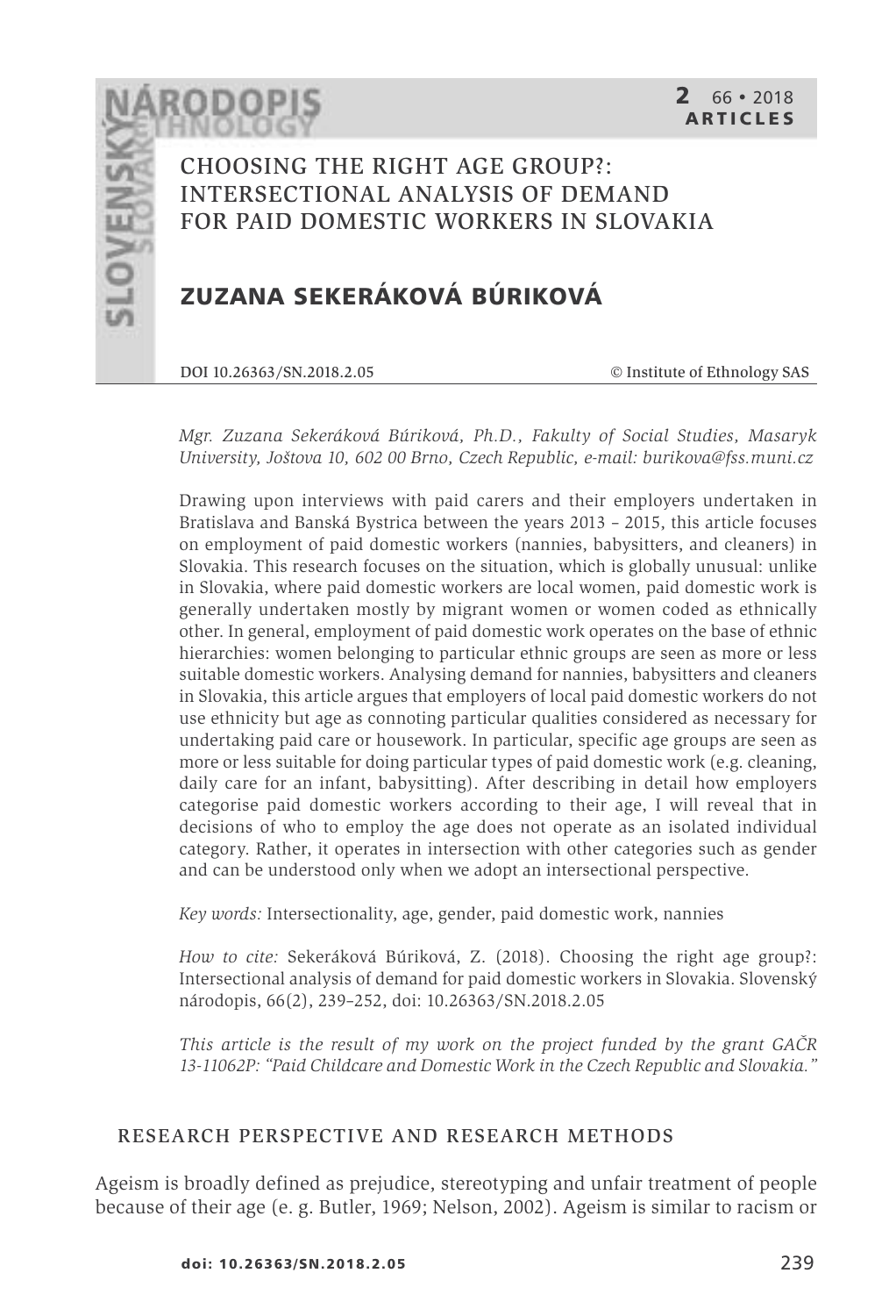# CHOOSING THE RIGHT AGE GROUP?: INTERSECTIONAL ANALYSIS OF DEMAND FOR PAID DOMESTIC WORKERS IN SLOVAKIA

## ZUZANA SEKERÁKOVÁ BÚRIKOVÁ

DOI 10.26363/SN.2018.2.05 © Institute of Ethnology SAS

*Mgr. Zuzana Sekeráková Búriková, Ph.D., Fakulty of Social Studies, Masaryk University, Joštova 10, 602 00 Brno, Czech Republic, e-mail: burikova@fss.muni.cz*

Drawing upon interviews with paid carers and their employers undertaken in Bratislava and Banská Bystrica between the years 2013 – 2015, this article focuses on employment of paid domestic workers (nannies, babysitters, and cleaners) in Slovakia. This research focuses on the situation, which is globally unusual: unlike in Slovakia, where paid domestic workers are local women, paid domestic work is generally undertaken mostly by migrant women or women coded as ethnically other. In general, employment of paid domestic work operates on the base of ethnic hierarchies: women belonging to particular ethnic groups are seen as more or less suitable domestic workers. Analysing demand for nannies, babysitters and cleaners in Slovakia, this article argues that employers of local paid domestic workers do not use ethnicity but age as connoting particular qualities considered as necessary for undertaking paid care or housework. In particular, specific age groups are seen as more or less suitable for doing particular types of paid domestic work (e.g. cleaning, daily care for an infant, babysitting). After describing in detail how employers categorise paid domestic workers according to their age, I will reveal that in decisions of who to employ the age does not operate as an isolated individual category. Rather, it operates in intersection with other categories such as gender and can be understood only when we adopt an intersectional perspective.

*Key words:* Intersectionality, age, gender, paid domestic work, nannies

*How to cite:* Sekeráková Búriková, Z. (2018). Choosing the right age group?: Intersectional analysis of demand for paid domestic workers in Slovakia. Slovenský národopis, 66(2), 239–252, doi: 10.26363/SN.2018.2.05

*This article is the result of my work on the project funded by the grant GAČR 13-11062P: "Paid Childcare and Domestic Work in the Czech Republic and Slovakia."*

## RESEARCH PERSPECTIVE AND RESEARCH METHODS

Ageism is broadly defined as prejudice, stereotyping and unfair treatment of people because of their age (e. g. Butler, 1969; Nelson, 2002). Ageism is similar to racism or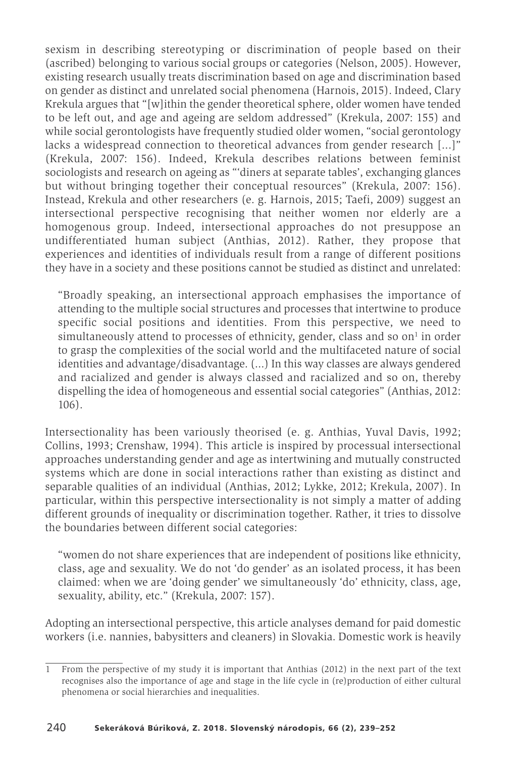sexism in describing stereotyping or discrimination of people based on their (ascribed) belonging to various social groups or categories (Nelson, 2005). However, existing research usually treats discrimination based on age and discrimination based on gender as distinct and unrelated social phenomena (Harnois, 2015). Indeed, Clary Krekula argues that "[w]ithin the gender theoretical sphere, older women have tended to be left out, and age and ageing are seldom addressed" (Krekula, 2007: 155) and while social gerontologists have frequently studied older women, "social gerontology lacks a widespread connection to theoretical advances from gender research [...]" (Krekula, 2007: 156). Indeed, Krekula describes relations between feminist sociologists and research on ageing as "'diners at separate tables', exchanging glances but without bringing together their conceptual resources" (Krekula, 2007: 156). Instead, Krekula and other researchers (e. g. Harnois, 2015; Taefi, 2009) suggest an intersectional perspective recognising that neither women nor elderly are a homogenous group. Indeed, intersectional approaches do not presuppose an undifferentiated human subject (Anthias, 2012). Rather, they propose that experiences and identities of individuals result from a range of different positions they have in a society and these positions cannot be studied as distinct and unrelated:

> "Broadly speaking, an intersectional approach emphasises the importance of attending to the multiple social structures and processes that intertwine to produce specific social positions and identities. From this perspective, we need to simultaneously attend to processes of ethnicity, gender, class and so on[1] in order to grasp the complexities of the social world and the multifaceted nature of social identities and advantage/disadvantage. (...) In this way classes are always gendered and racialized and gender is always classed and racialized and so on, thereby dispelling the idea of homogeneous and essential social categories" (Anthias, 2012: 106).

Intersectionality has been variously theorised (e. g. Anthias, Yuval Davis, 1992; Collins, 1993; Crenshaw, 1994). This article is inspired by processual intersectional approaches understanding gender and age as intertwining and mutually constructed systems which are done in social interactions rather than existing as distinct and separable qualities of an individual (Anthias, 2012; Lykke, 2012; Krekula, 2007). In particular, within this perspective intersectionality is not simply a matter of adding different grounds of inequality or discrimination together. Rather, it tries to dissolve the boundaries between different social categories:

> "women do not share experiences that are independent of positions like ethnicity, class, age and sexuality. We do not 'do gender' as an isolated process, it has been claimed: when we are 'doing gender' we simultaneously 'do' ethnicity, class, age, sexuality, ability, etc." (Krekula, 2007: 157).

Adopting an intersectional perspective, this article analyses demand for paid domestic workers (i.e. nannies, babysitters and cleaners) in Slovakia. Domestic work is heavily

---

1 From the perspective of my study it is important that Anthias (2012) in the next part of the text recognises also the importance of age and stage in the life cycle in (re)production of either cultural phenomena or social hierarchies and inequalities.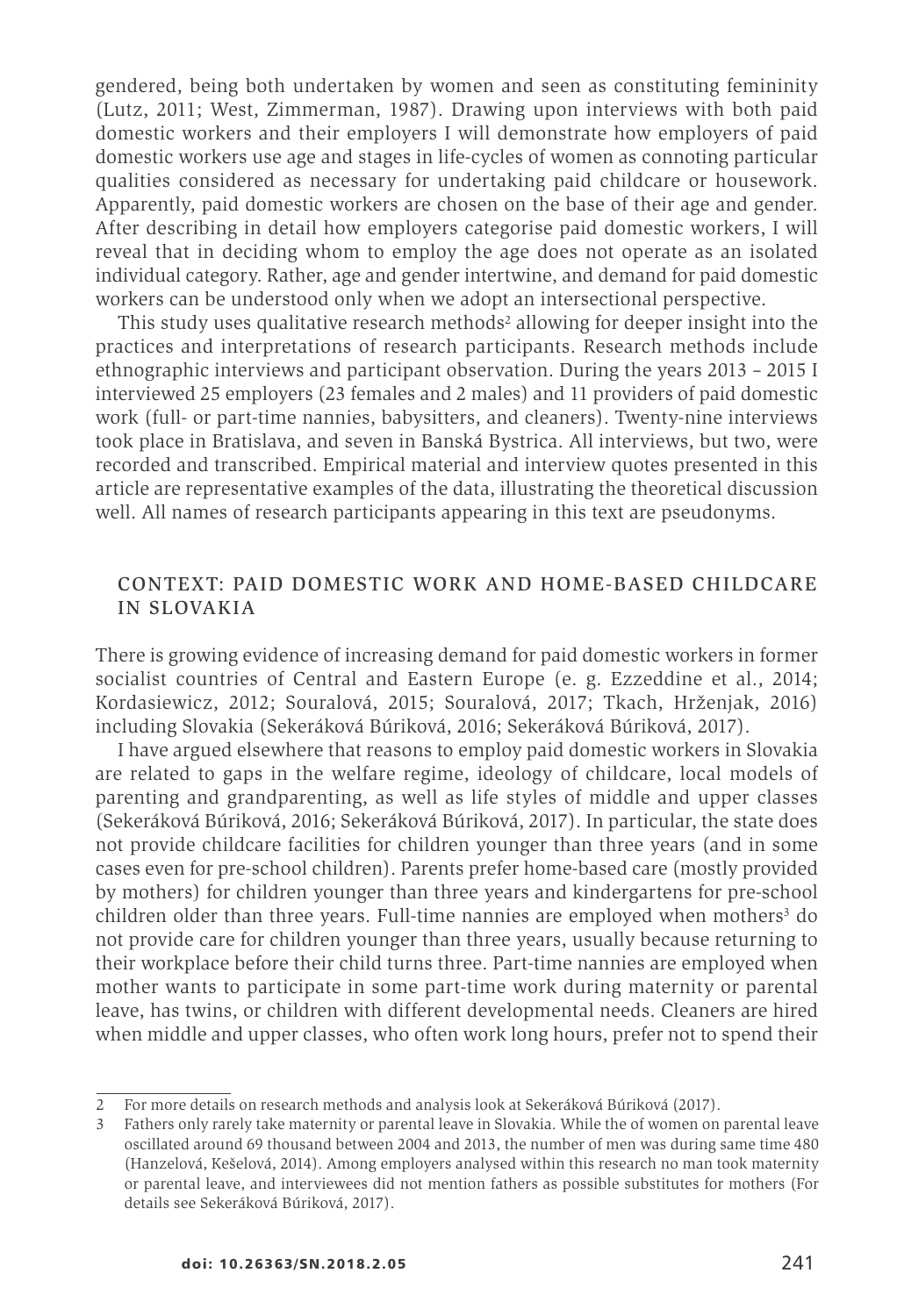gendered, being both undertaken by women and seen as constituting femininity (Lutz, 2011; West, Zimmerman, 1987). Drawing upon interviews with both paid domestic workers and their employers I will demonstrate how employers of paid domestic workers use age and stages in life-cycles of women as connoting particular qualities considered as necessary for undertaking paid childcare or housework. Apparently, paid domestic workers are chosen on the base of their age and gender. After describing in detail how employers categorise paid domestic workers, I will reveal that in deciding whom to employ the age does not operate as an isolated individual category. Rather, age and gender intertwine, and demand for paid domestic workers can be understood only when we adopt an intersectional perspective.

This study uses qualitative research methods[2] allowing for deeper insight into the practices and interpretations of research participants. Research methods include ethnographic interviews and participant observation. During the years 2013 – 2015 I interviewed 25 employers (23 females and 2 males) and 11 providers of paid domestic work (full- or part-time nannies, babysitters, and cleaners). Twenty-nine interviews took place in Bratislava, and seven in Banská Bystrica. All interviews, but two, were recorded and transcribed. Empirical material and interview quotes presented in this article are representative examples of the data, illustrating the theoretical discussion well. All names of research participants appearing in this text are pseudonyms.

## CONTEXT: PAID DOMESTIC WORK AND HOME-BASED CHILDCARE IN SLOVAKIA

There is growing evidence of increasing demand for paid domestic workers in former socialist countries of Central and Eastern Europe (e. g. Ezzeddine et al., 2014; Kordasiewicz, 2012; Souralová, 2015; Souralová, 2017; Tkach, Hrženjak, 2016) including Slovakia (Sekeráková Búriková, 2016; Sekeráková Búriková, 2017).

I have argued elsewhere that reasons to employ paid domestic workers in Slovakia are related to gaps in the welfare regime, ideology of childcare, local models of parenting and grandparenting, as well as life styles of middle and upper classes (Sekeráková Búriková, 2016; Sekeráková Búriková, 2017). In particular, the state does not provide childcare facilities for children younger than three years (and in some cases even for pre-school children). Parents prefer home-based care (mostly provided by mothers) for children younger than three years and kindergartens for pre-school children older than three years. Full-time nannies are employed when mothers[3] do not provide care for children younger than three years, usually because returning to their workplace before their child turns three. Part-time nannies are employed when mother wants to participate in some part-time work during maternity or parental leave, has twins, or children with different developmental needs. Cleaners are hired when middle and upper classes, who often work long hours, prefer not to spend their

---

2 For more details on research methods and analysis look at Sekeráková Búriková (2017).

3 Fathers only rarely take maternity or parental leave in Slovakia. While the of women on parental leave oscillated around 69 thousand between 2004 and 2013, the number of men was during same time 480 (Hanzelová, Kešelová, 2014). Among employers analysed within this research no man took maternity or parental leave, and interviewees did not mention fathers as possible substitutes for mothers (For details see Sekeráková Búriková, 2017).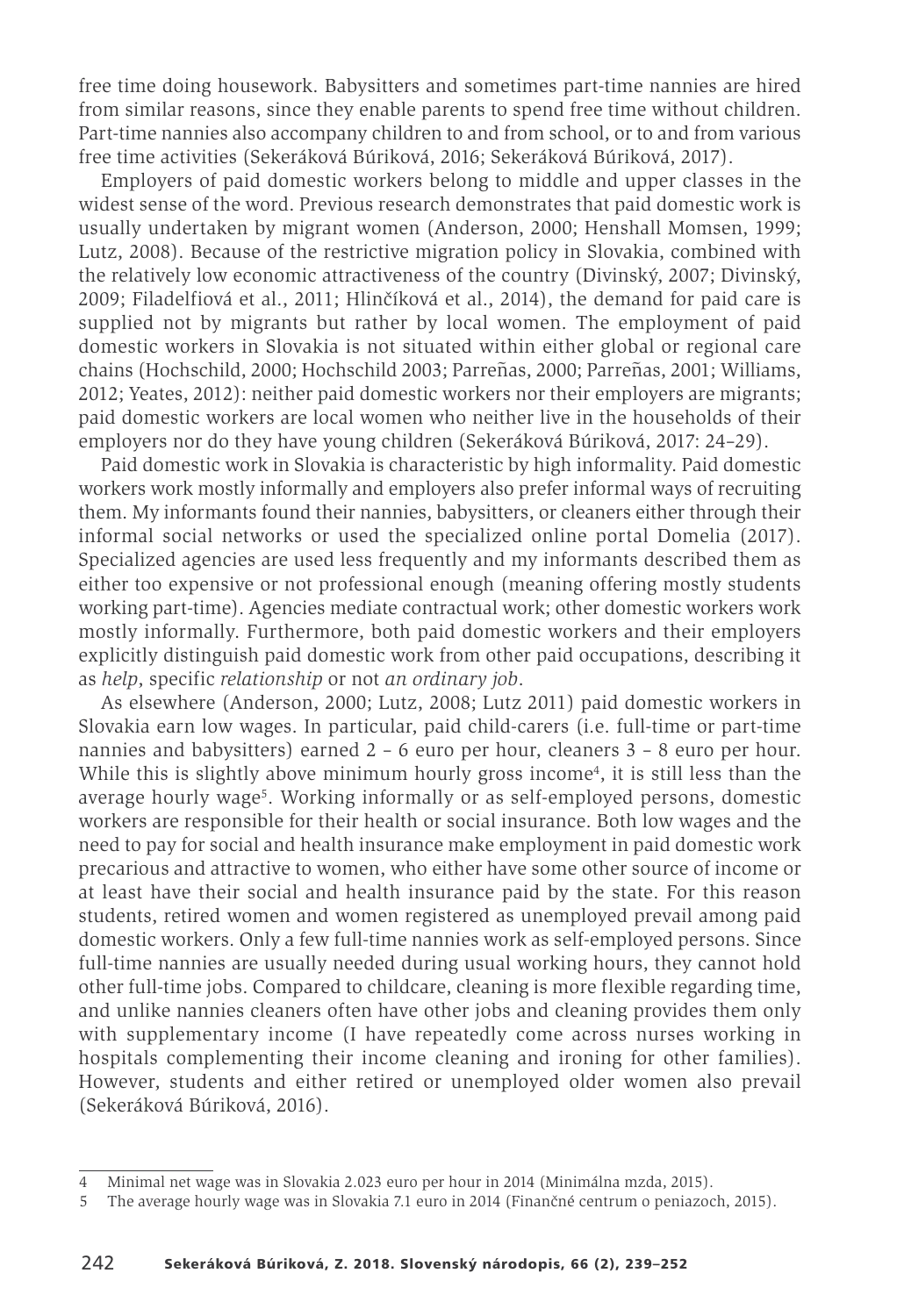free time doing housework. Babysitters and sometimes part-time nannies are hired from similar reasons, since they enable parents to spend free time without children. Part-time nannies also accompany children to and from school, or to and from various free time activities (Sekeráková Búriková, 2016; Sekeráková Búriková, 2017).

Employers of paid domestic workers belong to middle and upper classes in the widest sense of the word. Previous research demonstrates that paid domestic work is usually undertaken by migrant women (Anderson, 2000; Henshall Momsen, 1999; Lutz, 2008). Because of the restrictive migration policy in Slovakia, combined with the relatively low economic attractiveness of the country (Divinský, 2007; Divinský, 2009; Filadelfiová et al., 2011; Hlinčíková et al., 2014), the demand for paid care is supplied not by migrants but rather by local women. The employment of paid domestic workers in Slovakia is not situated within either global or regional care chains (Hochschild, 2000; Hochschild 2003; Parreñas, 2000; Parreñas, 2001; Williams, 2012; Yeates, 2012): neither paid domestic workers nor their employers are migrants; paid domestic workers are local women who neither live in the households of their employers nor do they have young children (Sekeráková Búriková, 2017: 24–29).

Paid domestic work in Slovakia is characteristic by high informality. Paid domestic workers work mostly informally and employers also prefer informal ways of recruiting them. My informants found their nannies, babysitters, or cleaners either through their informal social networks or used the specialized online portal Domelia (2017). Specialized agencies are used less frequently and my informants described them as either too expensive or not professional enough (meaning offering mostly students working part-time). Agencies mediate contractual work; other domestic workers work mostly informally. Furthermore, both paid domestic workers and their employers explicitly distinguish paid domestic work from other paid occupations, describing it as *help*, specific *relationship* or not *an ordinary job*.

As elsewhere (Anderson, 2000; Lutz, 2008; Lutz 2011) paid domestic workers in Slovakia earn low wages. In particular, paid child-carers (i.e. full-time or part-time nannies and babysitters) earned 2 – 6 euro per hour, cleaners 3 – 8 euro per hour. While this is slightly above minimum hourly gross income[4], it is still less than the average hourly wage[5]. Working informally or as self-employed persons, domestic workers are responsible for their health or social insurance. Both low wages and the need to pay for social and health insurance make employment in paid domestic work precarious and attractive to women, who either have some other source of income or at least have their social and health insurance paid by the state. For this reason students, retired women and women registered as unemployed prevail among paid domestic workers. Only a few full-time nannies work as self-employed persons. Since full-time nannies are usually needed during usual working hours, they cannot hold other full-time jobs. Compared to childcare, cleaning is more flexible regarding time, and unlike nannies cleaners often have other jobs and cleaning provides them only with supplementary income (I have repeatedly come across nurses working in hospitals complementing their income cleaning and ironing for other families). However, students and either retired or unemployed older women also prevail (Sekeráková Búriková, 2016).

---

4 Minimal net wage was in Slovakia 2.023 euro per hour in 2014 (Minimálna mzda, 2015).

5 The average hourly wage was in Slovakia 7.1 euro in 2014 (Finančné centrum o peniazoch, 2015).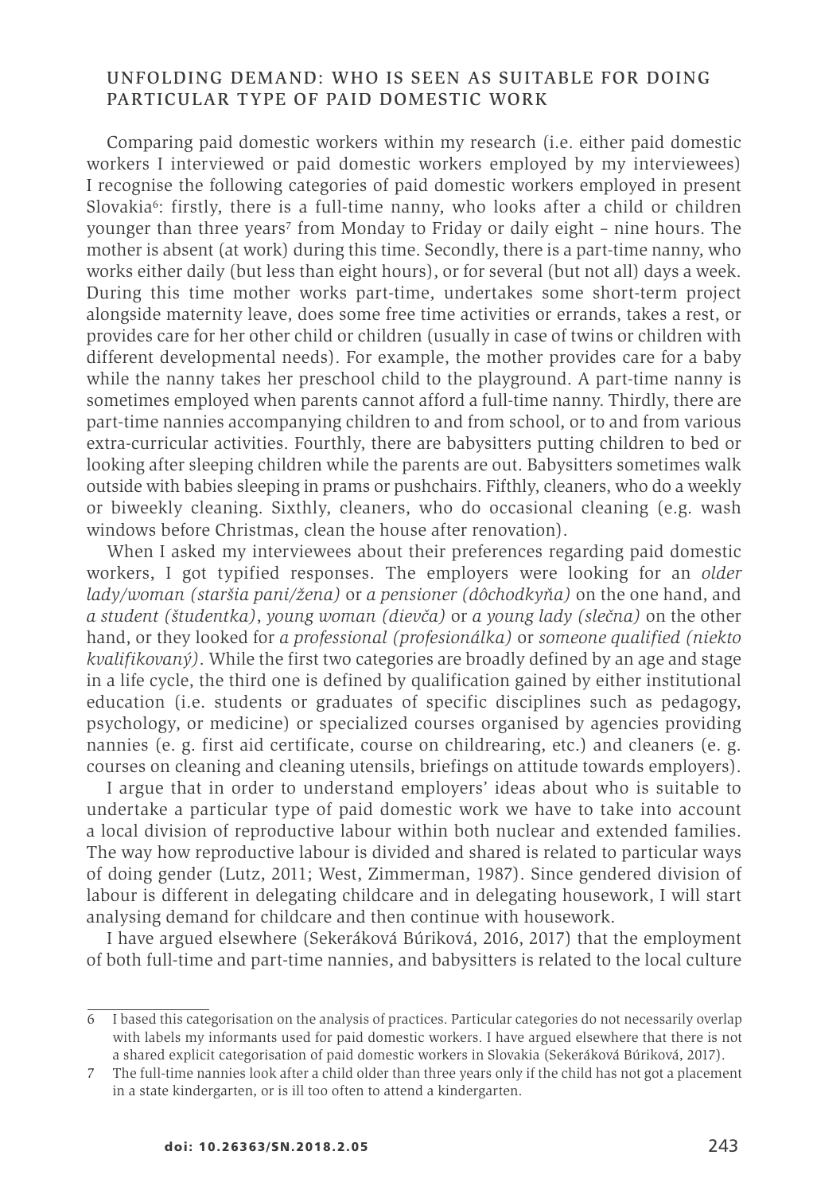## UNFOLDING DEMAND: WHO IS SEEN AS SUITABLE FOR DOING PARTICULAR TYPE OF PAID DOMESTIC WORK

Comparing paid domestic workers within my research (i.e. either paid domestic workers I interviewed or paid domestic workers employed by my interviewees) I recognise the following categories of paid domestic workers employed in present Slovakia[6]: firstly, there is a full-time nanny, who looks after a child or children younger than three years[7] from Monday to Friday or daily eight – nine hours. The mother is absent (at work) during this time. Secondly, there is a part-time nanny, who works either daily (but less than eight hours), or for several (but not all) days a week. During this time mother works part-time, undertakes some short-term project alongside maternity leave, does some free time activities or errands, takes a rest, or provides care for her other child or children (usually in case of twins or children with different developmental needs). For example, the mother provides care for a baby while the nanny takes her preschool child to the playground. A part-time nanny is sometimes employed when parents cannot afford a full-time nanny. Thirdly, there are part-time nannies accompanying children to and from school, or to and from various extra-curricular activities. Fourthly, there are babysitters putting children to bed or looking after sleeping children while the parents are out. Babysitters sometimes walk outside with babies sleeping in prams or pushchairs. Fifthly, cleaners, who do a weekly or biweekly cleaning. Sixthly, cleaners, who do occasional cleaning (e.g. wash windows before Christmas, clean the house after renovation).

When I asked my interviewees about their preferences regarding paid domestic workers, I got typified responses. The employers were looking for an *older lady/woman (staršia pani/žena)* or *a pensioner (dôchodkyňa)* on the one hand, and *a student (študentka)*, *young woman (dievča)* or *a young lady (slečna)* on the other hand, or they looked for *a professional (profesionálka)* or *someone qualified (niekto kvalifikovaný)*. While the first two categories are broadly defined by an age and stage in a life cycle, the third one is defined by qualification gained by either institutional education (i.e. students or graduates of specific disciplines such as pedagogy, psychology, or medicine) or specialized courses organised by agencies providing nannies (e. g. first aid certificate, course on childrearing, etc.) and cleaners (e. g. courses on cleaning and cleaning utensils, briefings on attitude towards employers).

I argue that in order to understand employers' ideas about who is suitable to undertake a particular type of paid domestic work we have to take into account a local division of reproductive labour within both nuclear and extended families. The way how reproductive labour is divided and shared is related to particular ways of doing gender (Lutz, 2011; West, Zimmerman, 1987). Since gendered division of labour is different in delegating childcare and in delegating housework, I will start analysing demand for childcare and then continue with housework.

I have argued elsewhere (Sekeráková Búriková, 2016, 2017) that the employment of both full-time and part-time nannies, and babysitters is related to the local culture

---

6 I based this categorisation on the analysis of practices. Particular categories do not necessarily overlap with labels my informants used for paid domestic workers. I have argued elsewhere that there is not a shared explicit categorisation of paid domestic workers in Slovakia (Sekeráková Búriková, 2017).

7 The full-time nannies look after a child older than three years only if the child has not got a placement in a state kindergarten, or is ill too often to attend a kindergarten.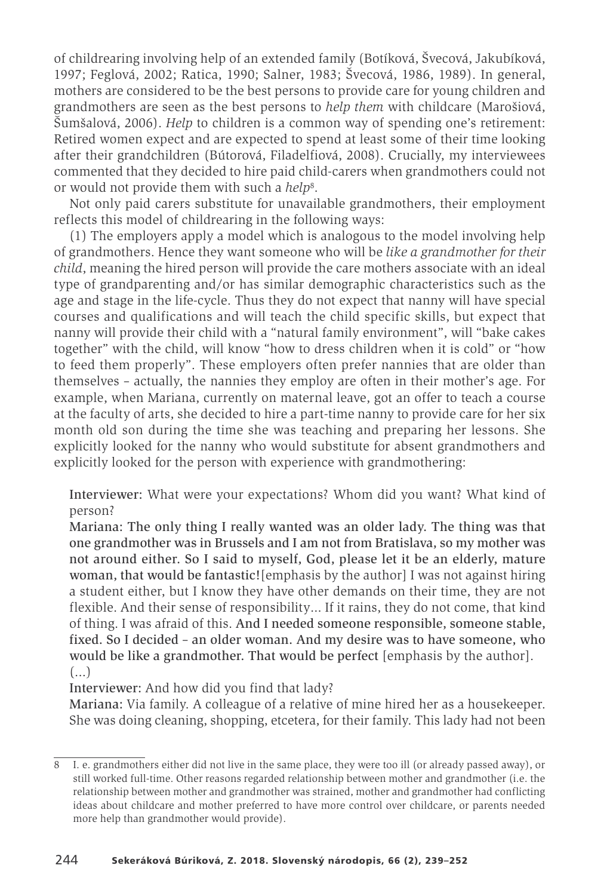of childrearing involving help of an extended family (Botíková, Švecová, Jakubíková, 1997; Feglová, 2002; Ratica, 1990; Salner, 1983; Švecová, 1986, 1989). In general, mothers are considered to be the best persons to provide care for young children and grandmothers are seen as the best persons to *help them* with childcare (Marošiová, Šumšalová, 2006). *Help* to children is a common way of spending one's retirement: Retired women expect and are expected to spend at least some of their time looking after their grandchildren (Bútorová, Filadelfiová, 2008). Crucially, my interviewees commented that they decided to hire paid child-carers when grandmothers could not or would not provide them with such a *help*[8].

Not only paid carers substitute for unavailable grandmothers, their employment reflects this model of childrearing in the following ways:

(1) The employers apply a model which is analogous to the model involving help of grandmothers. Hence they want someone who will be *like a grandmother for their child*, meaning the hired person will provide the care mothers associate with an ideal type of grandparenting and/or has similar demographic characteristics such as the age and stage in the life-cycle. Thus they do not expect that nanny will have special courses and qualifications and will teach the child specific skills, but expect that nanny will provide their child with a "natural family environment", will "bake cakes together" with the child, will know "how to dress children when it is cold" or "how to feed them properly". These employers often prefer nannies that are older than themselves – actually, the nannies they employ are often in their mother's age. For example, when Mariana, currently on maternal leave, got an offer to teach a course at the faculty of arts, she decided to hire a part-time nanny to provide care for her six month old son during the time she was teaching and preparing her lessons. She explicitly looked for the nanny who would substitute for absent grandmothers and explicitly looked for the person with experience with grandmothering:

> **Interviewer:** What were your expectations? Whom did you want? What kind of person?
>
> **Mariana:** **The only thing I really wanted was an older lady. The thing was that one grandmother was in Brussels and I am not from Bratislava, so my mother was not around either. So I said to myself, God, please let it be an elderly, mature woman, that would be fantastic!**[emphasis by the author] I was not against hiring a student either, but I know they have other demands on their time, they are not flexible. And their sense of responsibility... If it rains, they do not come, that kind of thing. I was afraid of this. **And I needed someone responsible, someone stable, fixed. So I decided – an older woman. And my desire was to have someone, who would be like a grandmother. That would be perfect** [emphasis by the author].
> (...)
>
> **Interviewer:** And how did you find that lady?
>
> **Mariana:** Via family. A colleague of a relative of mine hired her as a housekeeper. She was doing cleaning, shopping, etcetera, for their family. This lady had not been

---

8 I. e. grandmothers either did not live in the same place, they were too ill (or already passed away), or still worked full-time. Other reasons regarded relationship between mother and grandmother (i.e. the relationship between mother and grandmother was strained, mother and grandmother had conflicting ideas about childcare and mother preferred to have more control over childcare, or parents needed more help than grandmother would provide).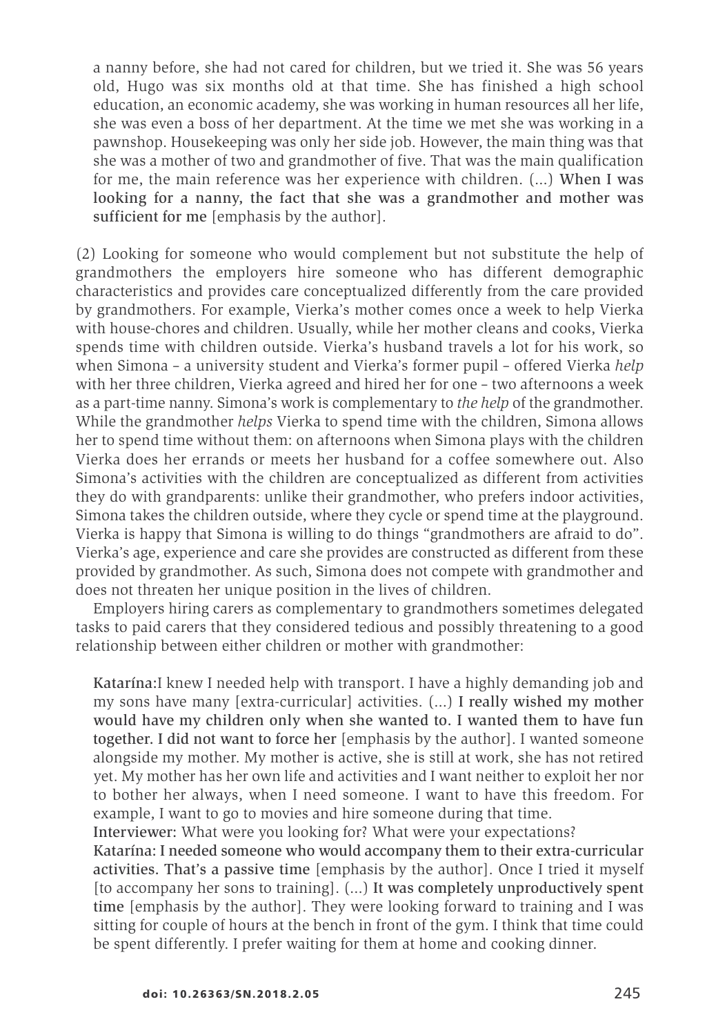a nanny before, she had not cared for children, but we tried it. She was 56 years old, Hugo was six months old at that time. She has finished a high school education, an economic academy, she was working in human resources all her life, she was even a boss of her department. At the time we met she was working in a pawnshop. Housekeeping was only her side job. However, the main thing was that she was a mother of two and grandmother of five. That was the main qualification for me, the main reference was her experience with children. (...) **When I was looking for a nanny, the fact that she was a grandmother and mother was sufficient for me** [emphasis by the author].

(2) Looking for someone who would complement but not substitute the help of grandmothers the employers hire someone who has different demographic characteristics and provides care conceptualized differently from the care provided by grandmothers. For example, Vierka's mother comes once a week to help Vierka with house-chores and children. Usually, while her mother cleans and cooks, Vierka spends time with children outside. Vierka's husband travels a lot for his work, so when Simona – a university student and Vierka's former pupil – offered Vierka *help* with her three children, Vierka agreed and hired her for one – two afternoons a week as a part-time nanny. Simona's work is complementary to *the help* of the grandmother. While the grandmother *helps* Vierka to spend time with the children, Simona allows her to spend time without them: on afternoons when Simona plays with the children Vierka does her errands or meets her husband for a coffee somewhere out. Also Simona's activities with the children are conceptualized as different from activities they do with grandparents: unlike their grandmother, who prefers indoor activities, Simona takes the children outside, where they cycle or spend time at the playground. Vierka is happy that Simona is willing to do things "grandmothers are afraid to do". Vierka's age, experience and care she provides are constructed as different from these provided by grandmother. As such, Simona does not compete with grandmother and does not threaten her unique position in the lives of children.

Employers hiring carers as complementary to grandmothers sometimes delegated tasks to paid carers that they considered tedious and possibly threatening to a good relationship between either children or mother with grandmother:

Katarína:I knew I needed help with transport. I have a highly demanding job and my sons have many [extra-curricular] activities. (...) **I really wished my mother would have my children only when she wanted to. I wanted them to have fun together. I did not want to force her** [emphasis by the author]. I wanted someone alongside my mother. My mother is active, she is still at work, she has not retired yet. My mother has her own life and activities and I want neither to exploit her nor to bother her always, when I need someone. I want to have this freedom. For example, I want to go to movies and hire someone during that time.
Interviewer: What were you looking for? What were your expectations?
Katarína: **I needed someone who would accompany them to their extra-curricular activities. That's a passive time** [emphasis by the author]. Once I tried it myself [to accompany her sons to training]. (...) **It was completely unproductively spent time** [emphasis by the author]. They were looking forward to training and I was sitting for couple of hours at the bench in front of the gym. I think that time could be spent differently. I prefer waiting for them at home and cooking dinner.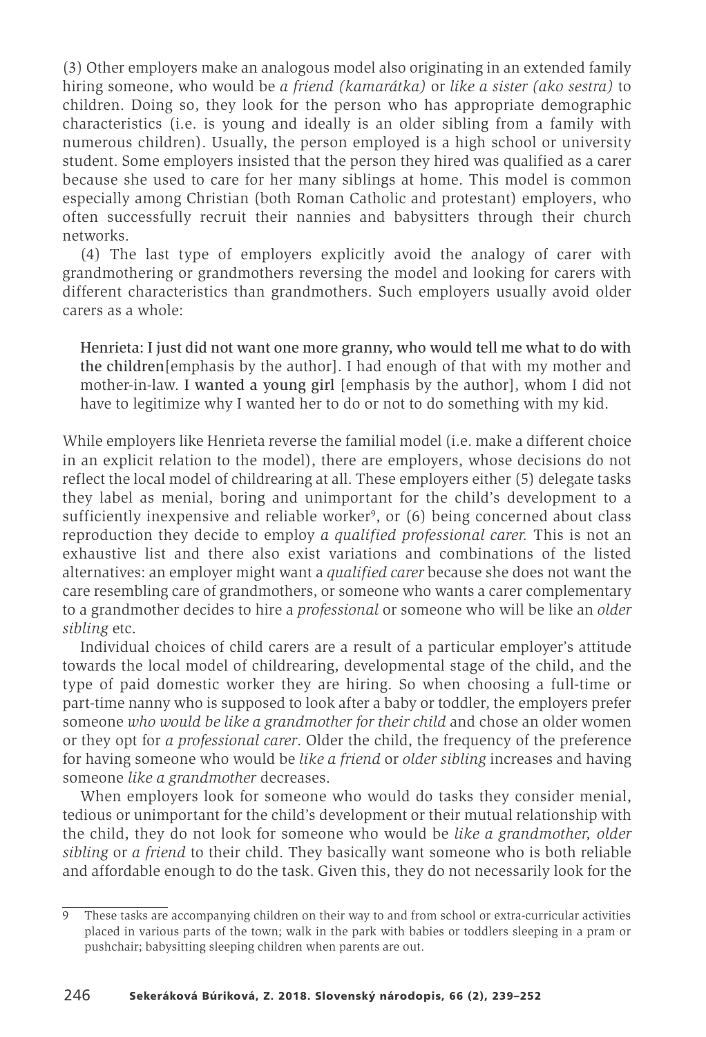(3) Other employers make an analogous model also originating in an extended family hiring someone, who would be *a friend (kamarátka)* or *like a sister (ako sestra)* to children. Doing so, they look for the person who has appropriate demographic characteristics (i.e. is young and ideally is an older sibling from a family with numerous children). Usually, the person employed is a high school or university student. Some employers insisted that the person they hired was qualified as a carer because she used to care for her many siblings at home. This model is common especially among Christian (both Roman Catholic and protestant) employers, who often successfully recruit their nannies and babysitters through their church networks.

(4) The last type of employers explicitly avoid the analogy of carer with grandmothering or grandmothers reversing the model and looking for carers with different characteristics than grandmothers. Such employers usually avoid older carers as a whole:

> Henrieta: **I just did not want one more granny, who would tell me what to do with the children**[emphasis by the author]. I had enough of that with my mother and mother-in-law. **I wanted a young girl** [emphasis by the author], whom I did not have to legitimize why I wanted her to do or not to do something with my kid.

While employers like Henrieta reverse the familial model (i.e. make a different choice in an explicit relation to the model), there are employers, whose decisions do not reflect the local model of childrearing at all. These employers either (5) delegate tasks they label as menial, boring and unimportant for the child's development to a sufficiently inexpensive and reliable worker[9], or (6) being concerned about class reproduction they decide to employ *a qualified professional carer.* This is not an exhaustive list and there also exist variations and combinations of the listed alternatives: an employer might want a *qualified carer* because she does not want the care resembling care of grandmothers, or someone who wants a carer complementary to a grandmother decides to hire a *professional* or someone who will be like an *older sibling* etc.

Individual choices of child carers are a result of a particular employer's attitude towards the local model of childrearing, developmental stage of the child, and the type of paid domestic worker they are hiring. So when choosing a full-time or part-time nanny who is supposed to look after a baby or toddler, the employers prefer someone *who would be like a grandmother for their child* and chose an older women or they opt for *a professional carer*. Older the child, the frequency of the preference for having someone who would be *like a friend* or *older sibling* increases and having someone *like a grandmother* decreases.

When employers look for someone who would do tasks they consider menial, tedious or unimportant for the child's development or their mutual relationship with the child, they do not look for someone who would be *like a grandmother, older sibling* or *a friend* to their child. They basically want someone who is both reliable and affordable enough to do the task. Given this, they do not necessarily look for the

---

9 These tasks are accompanying children on their way to and from school or extra-curricular activities placed in various parts of the town; walk in the park with babies or toddlers sleeping in a pram or pushchair; babysitting sleeping children when parents are out.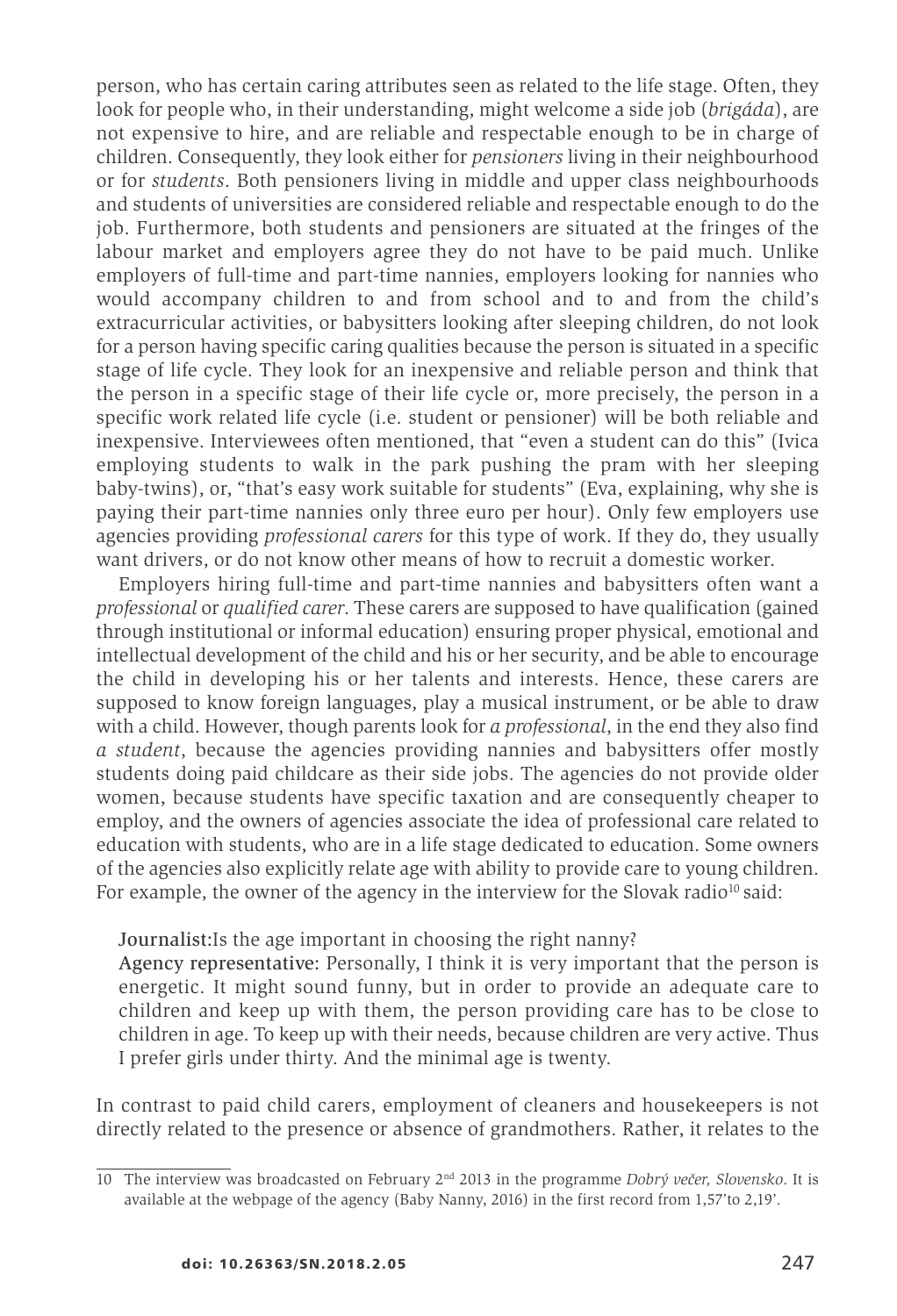person, who has certain caring attributes seen as related to the life stage. Often, they look for people who, in their understanding, might welcome a side job (*brigáda*), are not expensive to hire, and are reliable and respectable enough to be in charge of children. Consequently, they look either for *pensioners* living in their neighbourhood or for *students*. Both pensioners living in middle and upper class neighbourhoods and students of universities are considered reliable and respectable enough to do the job. Furthermore, both students and pensioners are situated at the fringes of the labour market and employers agree they do not have to be paid much. Unlike employers of full-time and part-time nannies, employers looking for nannies who would accompany children to and from school and to and from the child's extracurricular activities, or babysitters looking after sleeping children, do not look for a person having specific caring qualities because the person is situated in a specific stage of life cycle. They look for an inexpensive and reliable person and think that the person in a specific stage of their life cycle or, more precisely, the person in a specific work related life cycle (i.e. student or pensioner) will be both reliable and inexpensive. Interviewees often mentioned, that "even a student can do this" (Ivica employing students to walk in the park pushing the pram with her sleeping baby-twins), or, "that's easy work suitable for students" (Eva, explaining, why she is paying their part-time nannies only three euro per hour). Only few employers use agencies providing *professional carers* for this type of work. If they do, they usually want drivers, or do not know other means of how to recruit a domestic worker.

Employers hiring full-time and part-time nannies and babysitters often want a *professional* or *qualified carer*. These carers are supposed to have qualification (gained through institutional or informal education) ensuring proper physical, emotional and intellectual development of the child and his or her security, and be able to encourage the child in developing his or her talents and interests. Hence, these carers are supposed to know foreign languages, play a musical instrument, or be able to draw with a child. However, though parents look for *a professional*, in the end they also find *a student*, because the agencies providing nannies and babysitters offer mostly students doing paid childcare as their side jobs. The agencies do not provide older women, because students have specific taxation and are consequently cheaper to employ, and the owners of agencies associate the idea of professional care related to education with students, who are in a life stage dedicated to education. Some owners of the agencies also explicitly relate age with ability to provide care to young children. For example, the owner of the agency in the interview for the Slovak radio[10] said:

> **Journalist:** Is the age important in choosing the right nanny?
>
> **Agency representative:** Personally, I think it is very important that the person is energetic. It might sound funny, but in order to provide an adequate care to children and keep up with them, the person providing care has to be close to children in age. To keep up with their needs, because children are very active. Thus I prefer girls under thirty. And the minimal age is twenty.

In contrast to paid child carers, employment of cleaners and housekeepers is not directly related to the presence or absence of grandmothers. Rather, it relates to the

---

10 The interview was broadcasted on February 2nd 2013 in the programme *Dobrý večer, Slovensko*. It is available at the webpage of the agency (Baby Nanny, 2016) in the first record from 1,57'to 2,19'.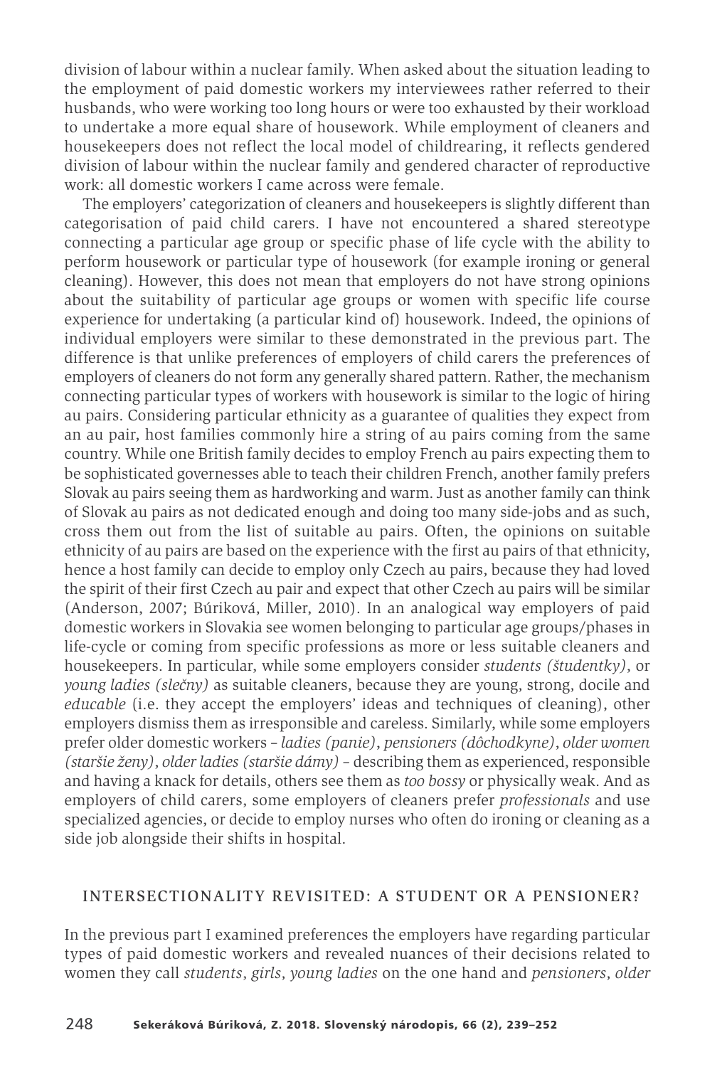division of labour within a nuclear family. When asked about the situation leading to the employment of paid domestic workers my interviewees rather referred to their husbands, who were working too long hours or were too exhausted by their workload to undertake a more equal share of housework. While employment of cleaners and housekeepers does not reflect the local model of childrearing, it reflects gendered division of labour within the nuclear family and gendered character of reproductive work: all domestic workers I came across were female.

The employers' categorization of cleaners and housekeepers is slightly different than categorisation of paid child carers. I have not encountered a shared stereotype connecting a particular age group or specific phase of life cycle with the ability to perform housework or particular type of housework (for example ironing or general cleaning). However, this does not mean that employers do not have strong opinions about the suitability of particular age groups or women with specific life course experience for undertaking (a particular kind of) housework. Indeed, the opinions of individual employers were similar to these demonstrated in the previous part. The difference is that unlike preferences of employers of child carers the preferences of employers of cleaners do not form any generally shared pattern. Rather, the mechanism connecting particular types of workers with housework is similar to the logic of hiring au pairs. Considering particular ethnicity as a guarantee of qualities they expect from an au pair, host families commonly hire a string of au pairs coming from the same country. While one British family decides to employ French au pairs expecting them to be sophisticated governesses able to teach their children French, another family prefers Slovak au pairs seeing them as hardworking and warm. Just as another family can think of Slovak au pairs as not dedicated enough and doing too many side-jobs and as such, cross them out from the list of suitable au pairs. Often, the opinions on suitable ethnicity of au pairs are based on the experience with the first au pairs of that ethnicity, hence a host family can decide to employ only Czech au pairs, because they had loved the spirit of their first Czech au pair and expect that other Czech au pairs will be similar (Anderson, 2007; Búriková, Miller, 2010). In an analogical way employers of paid domestic workers in Slovakia see women belonging to particular age groups/phases in life-cycle or coming from specific professions as more or less suitable cleaners and housekeepers. In particular, while some employers consider *students (študentky)*, or *young ladies (slečny)* as suitable cleaners, because they are young, strong, docile and *educable* (i.e. they accept the employers' ideas and techniques of cleaning), other employers dismiss them as irresponsible and careless. Similarly, while some employers prefer older domestic workers – *ladies (panie)*, *pensioners (dôchodkyne)*, *older women (staršie ženy)*, *older ladies (staršie dámy)* – describing them as experienced, responsible and having a knack for details, others see them as *too bossy* or physically weak. And as employers of child carers, some employers of cleaners prefer *professionals* and use specialized agencies, or decide to employ nurses who often do ironing or cleaning as a side job alongside their shifts in hospital.

## INTERSECTIONALITY REVISITED: A STUDENT OR A PENSIONER?

In the previous part I examined preferences the employers have regarding particular types of paid domestic workers and revealed nuances of their decisions related to women they call *students*, *girls*, *young ladies* on the one hand and *pensioners*, *older*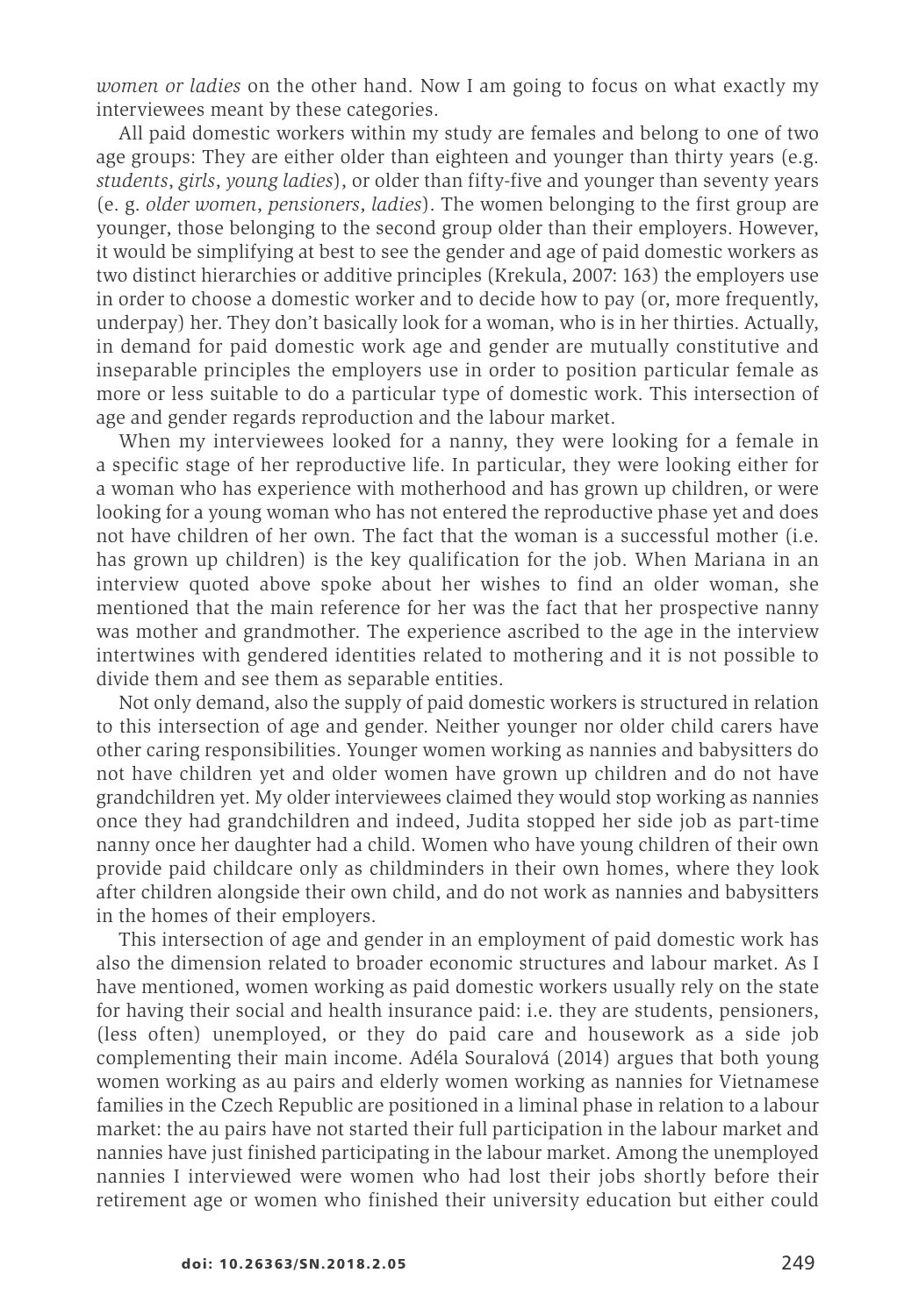*women or ladies* on the other hand. Now I am going to focus on what exactly my interviewees meant by these categories.

All paid domestic workers within my study are females and belong to one of two age groups: They are either older than eighteen and younger than thirty years (e.g. *students*, *girls*, *young ladies*), or older than fifty-five and younger than seventy years (e. g. *older women*, *pensioners*, *ladies*). The women belonging to the first group are younger, those belonging to the second group older than their employers. However, it would be simplifying at best to see the gender and age of paid domestic workers as two distinct hierarchies or additive principles (Krekula, 2007: 163) the employers use in order to choose a domestic worker and to decide how to pay (or, more frequently, underpay) her. They don't basically look for a woman, who is in her thirties. Actually, in demand for paid domestic work age and gender are mutually constitutive and inseparable principles the employers use in order to position particular female as more or less suitable to do a particular type of domestic work. This intersection of age and gender regards reproduction and the labour market.

When my interviewees looked for a nanny, they were looking for a female in a specific stage of her reproductive life. In particular, they were looking either for a woman who has experience with motherhood and has grown up children, or were looking for a young woman who has not entered the reproductive phase yet and does not have children of her own. The fact that the woman is a successful mother (i.e. has grown up children) is the key qualification for the job. When Mariana in an interview quoted above spoke about her wishes to find an older woman, she mentioned that the main reference for her was the fact that her prospective nanny was mother and grandmother. The experience ascribed to the age in the interview intertwines with gendered identities related to mothering and it is not possible to divide them and see them as separable entities.

Not only demand, also the supply of paid domestic workers is structured in relation to this intersection of age and gender. Neither younger nor older child carers have other caring responsibilities. Younger women working as nannies and babysitters do not have children yet and older women have grown up children and do not have grandchildren yet. My older interviewees claimed they would stop working as nannies once they had grandchildren and indeed, Judita stopped her side job as part-time nanny once her daughter had a child. Women who have young children of their own provide paid childcare only as childminders in their own homes, where they look after children alongside their own child, and do not work as nannies and babysitters in the homes of their employers.

This intersection of age and gender in an employment of paid domestic work has also the dimension related to broader economic structures and labour market. As I have mentioned, women working as paid domestic workers usually rely on the state for having their social and health insurance paid: i.e. they are students, pensioners, (less often) unemployed, or they do paid care and housework as a side job complementing their main income. Adéla Souralová (2014) argues that both young women working as au pairs and elderly women working as nannies for Vietnamese families in the Czech Republic are positioned in a liminal phase in relation to a labour market: the au pairs have not started their full participation in the labour market and nannies have just finished participating in the labour market. Among the unemployed nannies I interviewed were women who had lost their jobs shortly before their retirement age or women who finished their university education but either could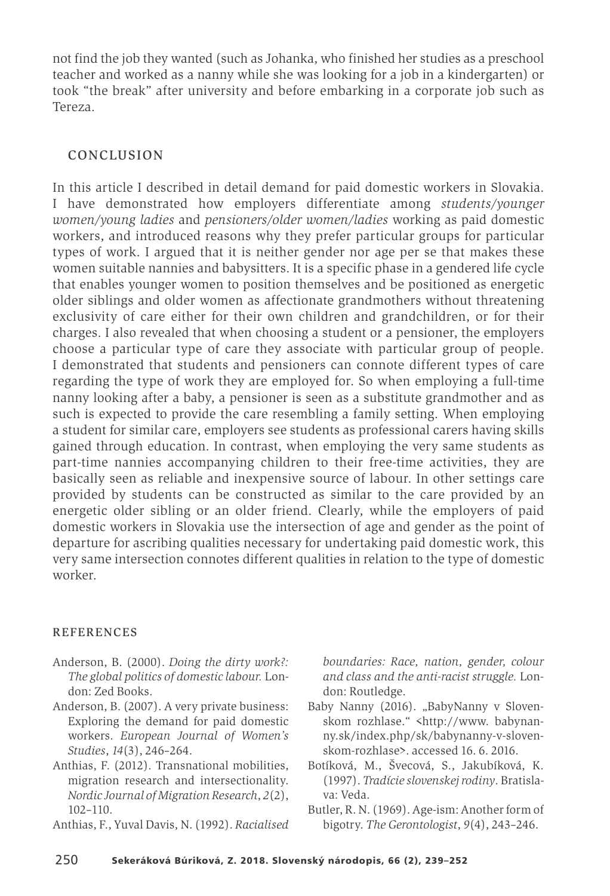not find the job they wanted (such as Johanka, who finished her studies as a preschool teacher and worked as a nanny while she was looking for a job in a kindergarten) or took "the break" after university and before embarking in a corporate job such as Tereza.

## CONCLUSION

In this article I described in detail demand for paid domestic workers in Slovakia. I have demonstrated how employers differentiate among *students/younger women/young ladies* and *pensioners/older women/ladies* working as paid domestic workers, and introduced reasons why they prefer particular groups for particular types of work. I argued that it is neither gender nor age per se that makes these women suitable nannies and babysitters. It is a specific phase in a gendered life cycle that enables younger women to position themselves and be positioned as energetic older siblings and older women as affectionate grandmothers without threatening exclusivity of care either for their own children and grandchildren, or for their charges. I also revealed that when choosing a student or a pensioner, the employers choose a particular type of care they associate with particular group of people. I demonstrated that students and pensioners can connote different types of care regarding the type of work they are employed for. So when employing a full-time nanny looking after a baby, a pensioner is seen as a substitute grandmother and as such is expected to provide the care resembling a family setting. When employing a student for similar care, employers see students as professional carers having skills gained through education. In contrast, when employing the very same students as part-time nannies accompanying children to their free-time activities, they are basically seen as reliable and inexpensive source of labour. In other settings care provided by students can be constructed as similar to the care provided by an energetic older sibling or an older friend. Clearly, while the employers of paid domestic workers in Slovakia use the intersection of age and gender as the point of departure for ascribing qualities necessary for undertaking paid domestic work, this very same intersection connotes different qualities in relation to the type of domestic worker.

## REFERENCES

Anderson, B. (2000). *Doing the dirty work?: The global politics of domestic labour.* London: Zed Books.

Anderson, B. (2007). A very private business: Exploring the demand for paid domestic workers. *European Journal of Women's Studies*, *14*(3), 246–264.

Anthias, F. (2012). Transnational mobilities, migration research and intersectionality. *Nordic Journal of Migration Research*, *2*(2), 102–110.

Anthias, F., Yuval Davis, N. (1992). *Racialised boundaries: Race, nation, gender, colour and class and the anti-racist struggle.* London: Routledge.

Baby Nanny (2016). „BabyNanny v Slovenskom rozhlase." <http://www. babynanny.sk/index.php/sk/babynanny-v-slovenskom-rozhlase>. accessed 16. 6. 2016.

Botíková, M., Švecová, S., Jakubíková, K. (1997). *Tradície slovenskej rodiny*. Bratislava: Veda.

Butler, R. N. (1969). Age-ism: Another form of bigotry. *The Gerontologist*, *9*(4), 243–246.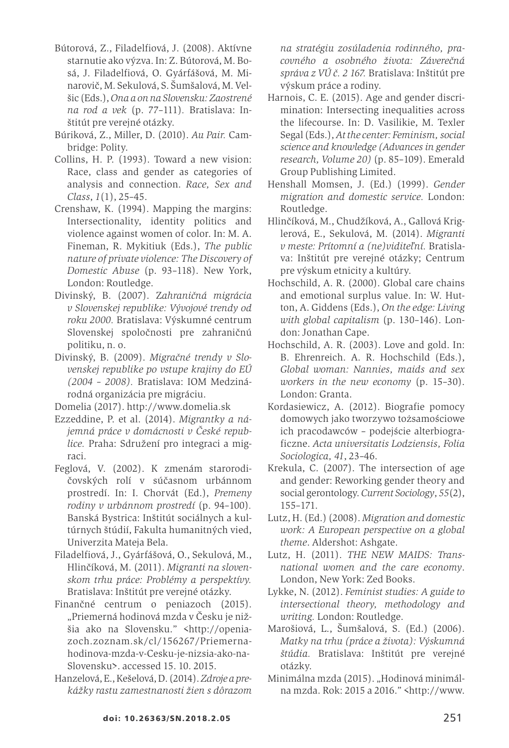Bútorová, Z., Filadelfiová, J. (2008). Aktívne starnutie ako výzva. In: Z. Bútorová, M. Bosá, J. Filadelfiová, O. Gyárfášová, M. Minarovič, M. Sekulová, S. Šumšalová, M. Velšic (Eds.), *Ona a on na Slovensku: Zaostrené na rod a vek* (p. 77–111). Bratislava: Inštitút pre verejné otázky.

Búriková, Z., Miller, D. (2010). *Au Pair.* Cambridge: Polity.

Collins, H. P. (1993). Toward a new vision: Race, class and gender as categories of analysis and connection. *Race, Sex and Class*, *1*(1), 25–45.

Crenshaw, K. (1994). Mapping the margins: Intersectionality, identity politics and violence against women of color. In: M. A. Fineman, R. Mykitiuk (Eds.), *The public nature of private violence: The Discovery of Domestic Abuse* (p. 93–118). New York, London: Routledge.

Divinský, B. (2007). *Zahraničná migrácia v Slovenskej republike: Vývojové trendy od roku 2000.* Bratislava: Výskumné centrum Slovenskej spoločnosti pre zahraničnú politiku, n. o.

Divinský, B. (2009). *Migračné trendy v Slovenskej republike po vstupe krajiny do EÚ (2004 – 2008).* Bratislava: IOM Medzinárodná organizácia pre migráciu.

Domelia (2017). http://www.domelia.sk

Ezzeddine, P. et al. (2014). *Migrantky a nájemná práce v domácnosti v České republice.* Praha: Sdružení pro integraci a migraci.

Feglová, V. (2002). K zmenám starorodičovských rolí v súčasnom urbánnom prostredí. In: I. Chorvát (Ed.), *Premeny rodiny v urbánnom prostredí* (p. 94–100). Banská Bystrica: Inštitút sociálnych a kultúrnych štúdií, Fakulta humanitných vied, Univerzita Mateja Bela.

Filadelfiová, J., Gyárfášová, O., Sekulová, M., Hlinčíková, M. (2011). *Migranti na slovenskom trhu práce: Problémy a perspektívy.* Bratislava: Inštitút pre verejné otázky.

Finančné centrum o peniazoch (2015). „Priemerná hodinová mzda v Česku je nižšia ako na Slovensku." <http://openiazoch.zoznam.sk/cl/156267/Priemerna-hodinova-mzda-v-Cesku-je-nizsia-ako-na-Slovensku>. accessed 15. 10. 2015.

Hanzelová, E., Kešelová, D. (2014). *Zdroje a prekážky rastu zamestnanosti žien s dôrazom na stratégiu zosúladenia rodinného, pracovného a osobného života: Záverečná správa z VÚ č. 2 167.* Bratislava: Inštitút pre výskum práce a rodiny.

Harnois, C. E. (2015). Age and gender discrimination: Intersecting inequalities across the lifecourse. In: D. Vasilikie, M. Texler Segal (Eds.), *At the center: Feminism, social science and knowledge (Advances in gender research, Volume 20)* (p. 85–109). Emerald Group Publishing Limited.

Henshall Momsen, J. (Ed.) (1999). *Gender migration and domestic service.* London: Routledge.

Hlinčíková, M., Chudžíková, A., Gallová Kriglerová, E., Sekulová, M. (2014). *Migranti v meste: Prítomní a (ne)viditeľní.* Bratislava: Inštitút pre verejné otázky; Centrum pre výskum etnicity a kultúry.

Hochschild, A. R. (2000). Global care chains and emotional surplus value. In: W. Hutton, A. Giddens (Eds.), *On the edge: Living with global capitalism* (p. 130–146). London: Jonathan Cape.

Hochschild, A. R. (2003). Love and gold. In: B. Ehrenreich. A. R. Hochschild (Eds.), *Global woman: Nannies, maids and sex workers in the new economy* (p. 15–30). London: Granta.

Kordasiewicz, A. (2012). Biografie pomocy domowych jako tworzywo tożsamościowe ich pracodawców – podejście alterbiograficzne. *Acta universitatis Lodziensis, Folia Sociologica, 41*, 23–46.

Krekula, C. (2007). The intersection of age and gender: Reworking gender theory and social gerontology. *Current Sociology*, *55*(2), 155–171.

Lutz, H. (Ed.) (2008). *Migration and domestic work: A European perspective on a global theme*. Aldershot: Ashgate.

Lutz, H. (2011). *THE NEW MAIDS: Transnational women and the care economy*. London, New York: Zed Books.

Lykke, N. (2012). *Feminist studies: A guide to intersectional theory, methodology and writing.* London: Routledge.

Marošiová, L., Šumšalová, S. (Ed.) (2006). *Matky na trhu (práce a života): Výskumná štúdia.* Bratislava: Inštitút pre verejné otázky.

Minimálna mzda (2015). „Hodinová minimálna mzda. Rok: 2015 a 2016." <http://www.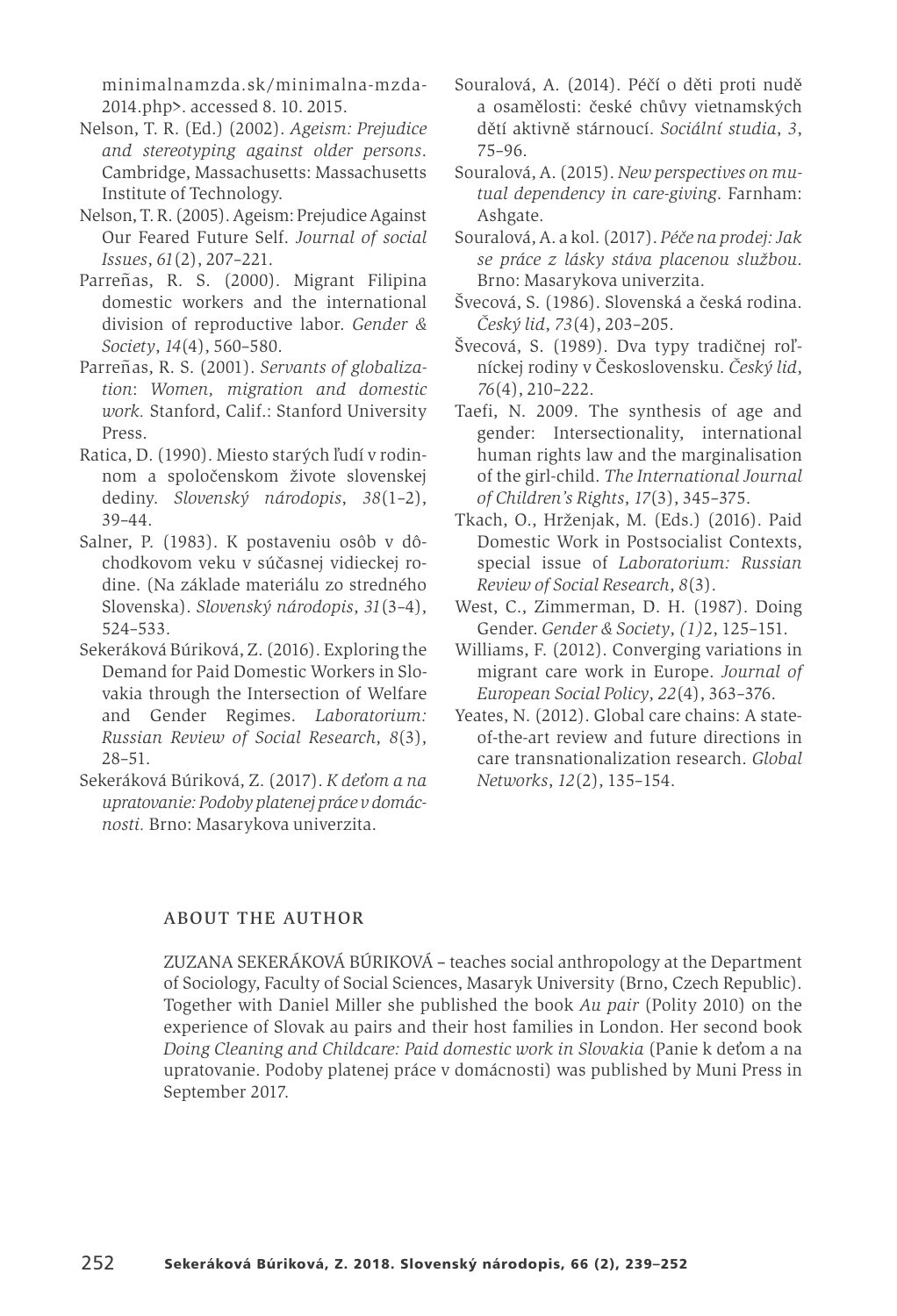minimalnamzda.sk/minimalna-mzda-2014.php>. accessed 8. 10. 2015.

Nelson, T. R. (Ed.) (2002). *Ageism: Prejudice and stereotyping against older persons*. Cambridge, Massachusetts: Massachusetts Institute of Technology.

Nelson, T. R. (2005). Ageism: Prejudice Against Our Feared Future Self. *Journal of social Issues*, *61*(2), 207–221.

Parreñas, R. S. (2000). Migrant Filipina domestic workers and the international division of reproductive labor. *Gender & Society*, *14*(4), 560–580.

Parreñas, R. S. (2001). *Servants of globalization*: *Women, migration and domestic work.* Stanford, Calif.: Stanford University Press.

Ratica, D. (1990). Miesto starých ľudí v rodinnom a spoločenskom živote slovenskej dediny. *Slovenský národopis*, *38*(1–2), 39–44.

Salner, P. (1983). K postaveniu osôb v dôchodkovom veku v súčasnej vidieckej rodine. (Na základe materiálu zo stredného Slovenska). *Slovenský národopis*, *31*(3–4), 524–533.

Sekeráková Búriková, Z. (2016). Exploring the Demand for Paid Domestic Workers in Slovakia through the Intersection of Welfare and Gender Regimes. *Laboratorium: Russian Review of Social Research*, *8*(3), 28–51.

Sekeráková Búriková, Z. (2017). *K deťom a na upratovanie: Podoby platenej práce v domácnosti.* Brno: Masarykova univerzita.

Souralová, A. (2014). Péčí o děti proti nudě a osamělosti: české chůvy vietnamských dětí aktivně stárnoucí. *Sociální studia*, *3*, 75–96.

Souralová, A. (2015). *New perspectives on mutual dependency in care-giving*. Farnham: Ashgate.

Souralová, A. a kol. (2017). *Péče na prodej: Jak se práce z lásky stáva placenou službou.* Brno: Masarykova univerzita.

Švecová, S. (1986). Slovenská a česká rodina. *Český lid*, *73*(4), 203–205.

Švecová, S. (1989). Dva typy tradičnej roľníckej rodiny v Československu. *Český lid*, *76*(4), 210–222.

Taefi, N. 2009. The synthesis of age and gender: Intersectionality, international human rights law and the marginalisation of the girl-child. *The International Journal of Children's Rights*, *17*(3), 345–375.

Tkach, O., Hrženjak, M. (Eds.) (2016). Paid Domestic Work in Postsocialist Contexts, special issue of *Laboratorium: Russian Review of Social Research*, *8*(3).

West, C., Zimmerman, D. H. (1987). Doing Gender. *Gender & Society*, *(1)*2, 125–151.

Williams, F. (2012). Converging variations in migrant care work in Europe. *Journal of European Social Policy*, *22*(4), 363–376.

Yeates, N. (2012). Global care chains: A state-of-the-art review and future directions in care transnationalization research. *Global Networks*, *12*(2), 135–154.

## ABOUT THE AUTHOR

ZUZANA SEKERÁKOVÁ BÚRIKOVÁ – teaches social anthropology at the Department of Sociology, Faculty of Social Sciences, Masaryk University (Brno, Czech Republic). Together with Daniel Miller she published the book *Au pair* (Polity 2010) on the experience of Slovak au pairs and their host families in London. Her second book *Doing Cleaning and Childcare: Paid domestic work in Slovakia* (Panie k deťom a na upratovanie. Podoby platenej práce v domácnosti) was published by Muni Press in September 2017.